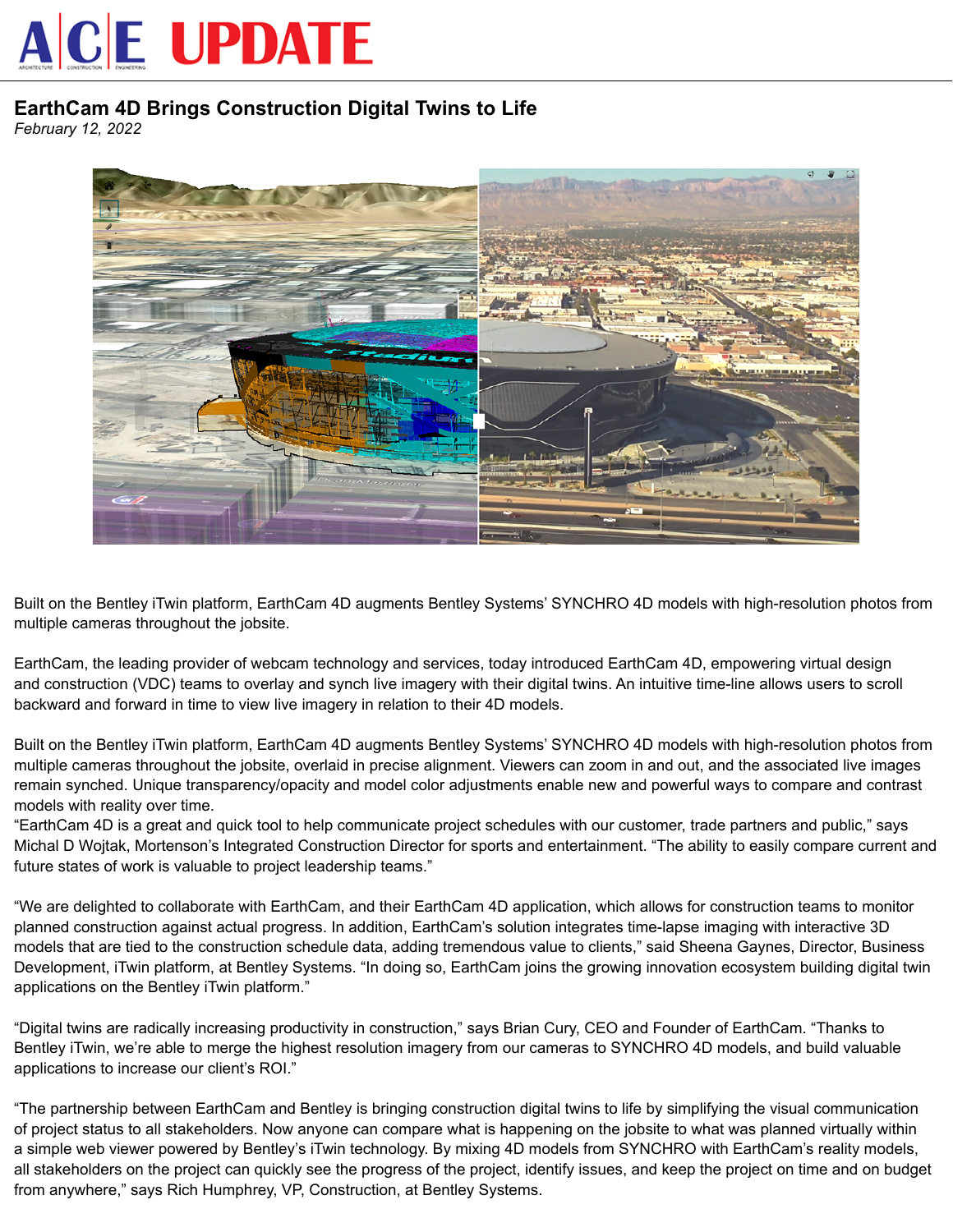# A|C|E UPDATE

## EarthCam 4D Brings Construction Digital Twins to Life

*February 12, 2022*

Built on the Bentley iTwin platform, EarthCam 4D augments Bentley Systems' SYNCHRO 4D models with high-resolution photos from multiple cameras throughout the jobsite.

EarthCam, the leading provider of webcam technology and services, today introduced EarthCam 4D, empowering virtual design and construction (VDC) teams to overlay and synch live imagery with their digital twins. An intuitive time-line allows users to scroll backward and forward in time to view live imagery in relation to their 4D models.

Built on the Bentley iTwin platform, EarthCam 4D augments Bentley Systems' SYNCHRO 4D models with high-resolution photos from multiple cameras throughout the jobsite, overlaid in precise alignment. Viewers can zoom in and out, and the associated live images remain synched. Unique transparency/opacity and model color adjustments enable new and powerful ways to compare and contrast models with reality over time.
"EarthCam 4D is a great and quick tool to help communicate project schedules with our customer, trade partners and public," says Michal D Wojtak, Mortenson's Integrated Construction Director for sports and entertainment. "The ability to easily compare current and future states of work is valuable to project leadership teams."

"We are delighted to collaborate with EarthCam, and their EarthCam 4D application, which allows for construction teams to monitor planned construction against actual progress. In addition, EarthCam's solution integrates time-lapse imaging with interactive 3D models that are tied to the construction schedule data, adding tremendous value to clients," said Sheena Gaynes, Director, Business Development, iTwin platform, at Bentley Systems. "In doing so, EarthCam joins the growing innovation ecosystem building digital twin applications on the Bentley iTwin platform."

"Digital twins are radically increasing productivity in construction," says Brian Cury, CEO and Founder of EarthCam. "Thanks to Bentley iTwin, we're able to merge the highest resolution imagery from our cameras to SYNCHRO 4D models, and build valuable applications to increase our client's ROI."

"The partnership between EarthCam and Bentley is bringing construction digital twins to life by simplifying the visual communication of project status to all stakeholders. Now anyone can compare what is happening on the jobsite to what was planned virtually within a simple web viewer powered by Bentley's iTwin technology. By mixing 4D models from SYNCHRO with EarthCam's reality models, all stakeholders on the project can quickly see the progress of the project, identify issues, and keep the project on time and on budget from anywhere," says Rich Humphrey, VP, Construction, at Bentley Systems.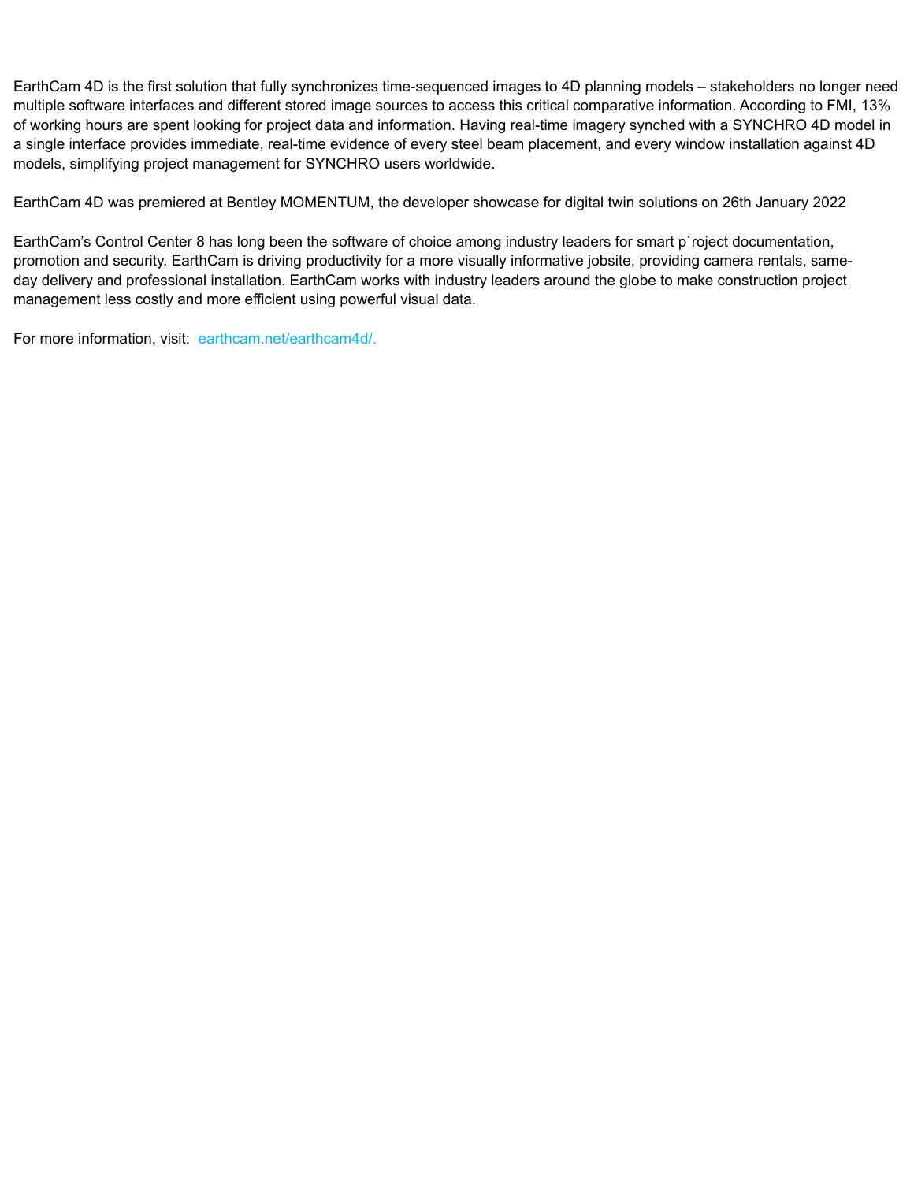EarthCam 4D is the first solution that fully synchronizes time-sequenced images to 4D planning models – stakeholders no longer need multiple software interfaces and different stored image sources to access this critical comparative information. According to FMI, 13% of working hours are spent looking for project data and information. Having real-time imagery synched with a SYNCHRO 4D model in a single interface provides immediate, real-time evidence of every steel beam placement, and every window installation against 4D models, simplifying project management for SYNCHRO users worldwide.

EarthCam 4D was premiered at Bentley MOMENTUM, the developer showcase for digital twin solutions on 26th January 2022

EarthCam's Control Center 8 has long been the software of choice among industry leaders for smart p`roject documentation, promotion and security. EarthCam is driving productivity for a more visually informative jobsite, providing camera rentals, same-day delivery and professional installation. EarthCam works with industry leaders around the globe to make construction project management less costly and more efficient using powerful visual data.

For more information, visit: earthcam.net/earthcam4d/.